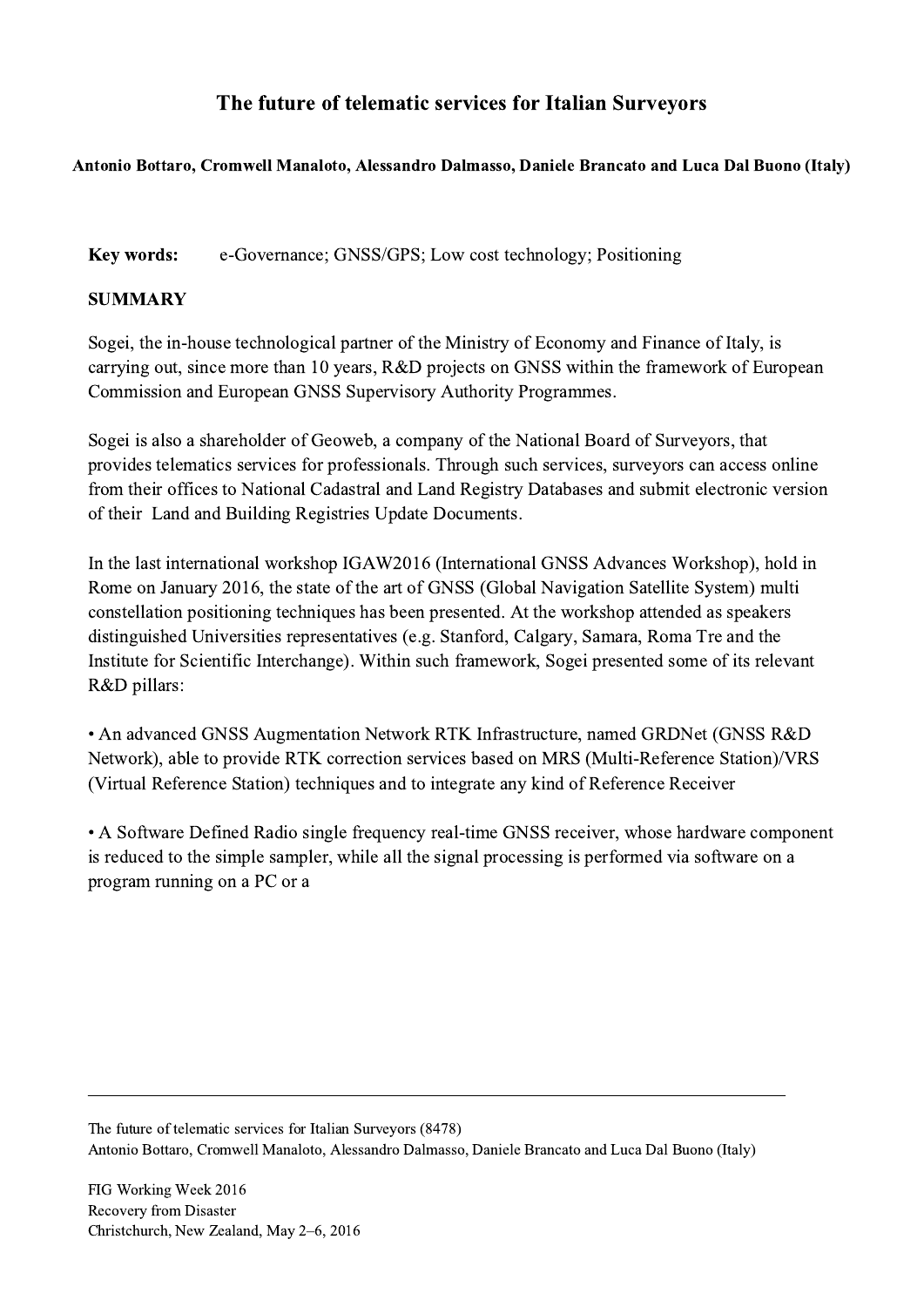# The future of telematic services for Italian Surveyors

**Antonio Bottaro, Cromwell Manaloto, Alessandro Dalmasso, Daniele Brancato and Luca Dal Buono (Italy)**

**Key words:** e-Governance; GNSS/GPS; Low cost technology; Positioning

## SUMMARY

Sogei, the in-house technological partner of the Ministry of Economy and Finance of Italy, is carrying out, since more than 10 years, R&D projects on GNSS within the framework of European Commission and European GNSS Supervisory Authority Programmes.

Sogei is also a shareholder of Geoweb, a company of the National Board of Surveyors, that provides telematics services for professionals. Through such services, surveyors can access online from their offices to National Cadastral and Land Registry Databases and submit electronic version of their Land and Building Registries Update Documents.

In the last international workshop IGAW2016 (International GNSS Advances Workshop), hold in Rome on January 2016, the state of the art of GNSS (Global Navigation Satellite System) multi constellation positioning techniques has been presented. At the workshop attended as speakers distinguished Universities representatives (e.g. Stanford, Calgary, Samara, Roma Tre and the Institute for Scientific Interchange). Within such framework, Sogei presented some of its relevant R&D pillars:

• An advanced GNSS Augmentation Network RTK Infrastructure, named GRDNet (GNSS R&D Network), able to provide RTK correction services based on MRS (Multi-Reference Station)/VRS (Virtual Reference Station) techniques and to integrate any kind of Reference Receiver

• A Software Defined Radio single frequency real-time GNSS receiver, whose hardware component is reduced to the simple sampler, while all the signal processing is performed via software on a program running on a PC or a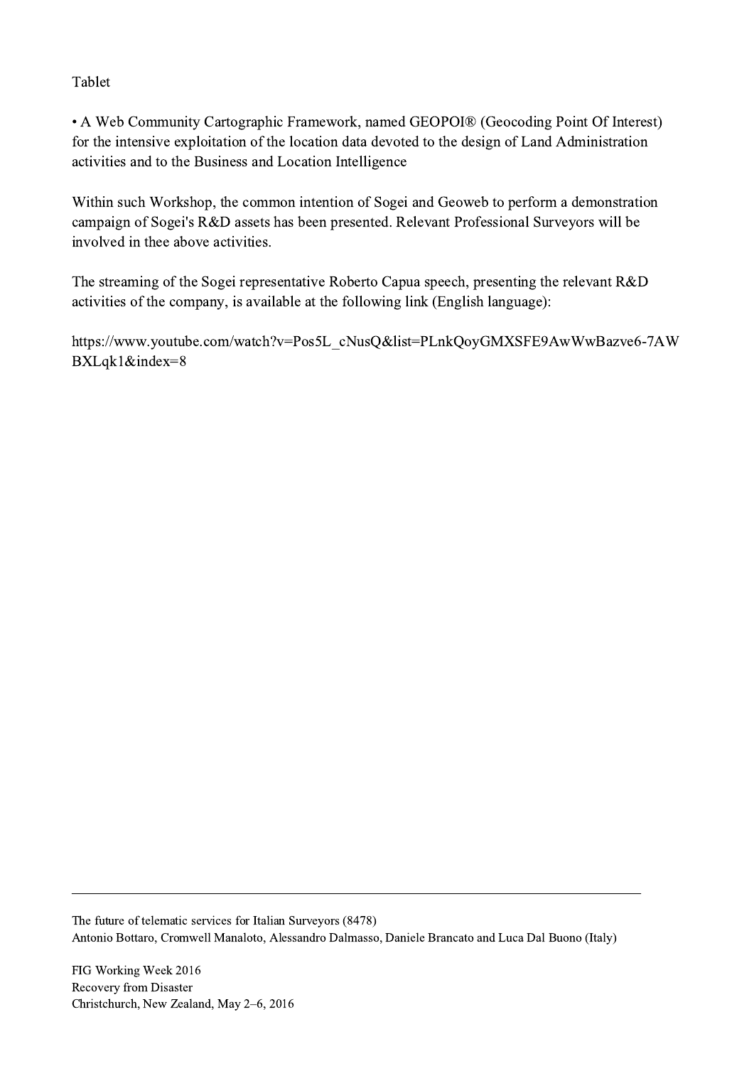Tablet

- A Web Community Cartographic Framework, named GEOPOI® (Geocoding Point Of Interest) for the intensive exploitation of the location data devoted to the design of Land Administration activities and to the Business and Location Intelligence

Within such Workshop, the common intention of Sogei and Geoweb to perform a demonstration campaign of Sogei's R&D assets has been presented. Relevant Professional Surveyors will be involved in thee above activities.

The streaming of the Sogei representative Roberto Capua speech, presenting the relevant R&D activities of the company, is available at the following link (English language):

https://www.youtube.com/watch?v=Pos5L_cNusQ&list=PLnkQoyGMXSFE9AwWwBazve6-7AWBXLqk1&index=8